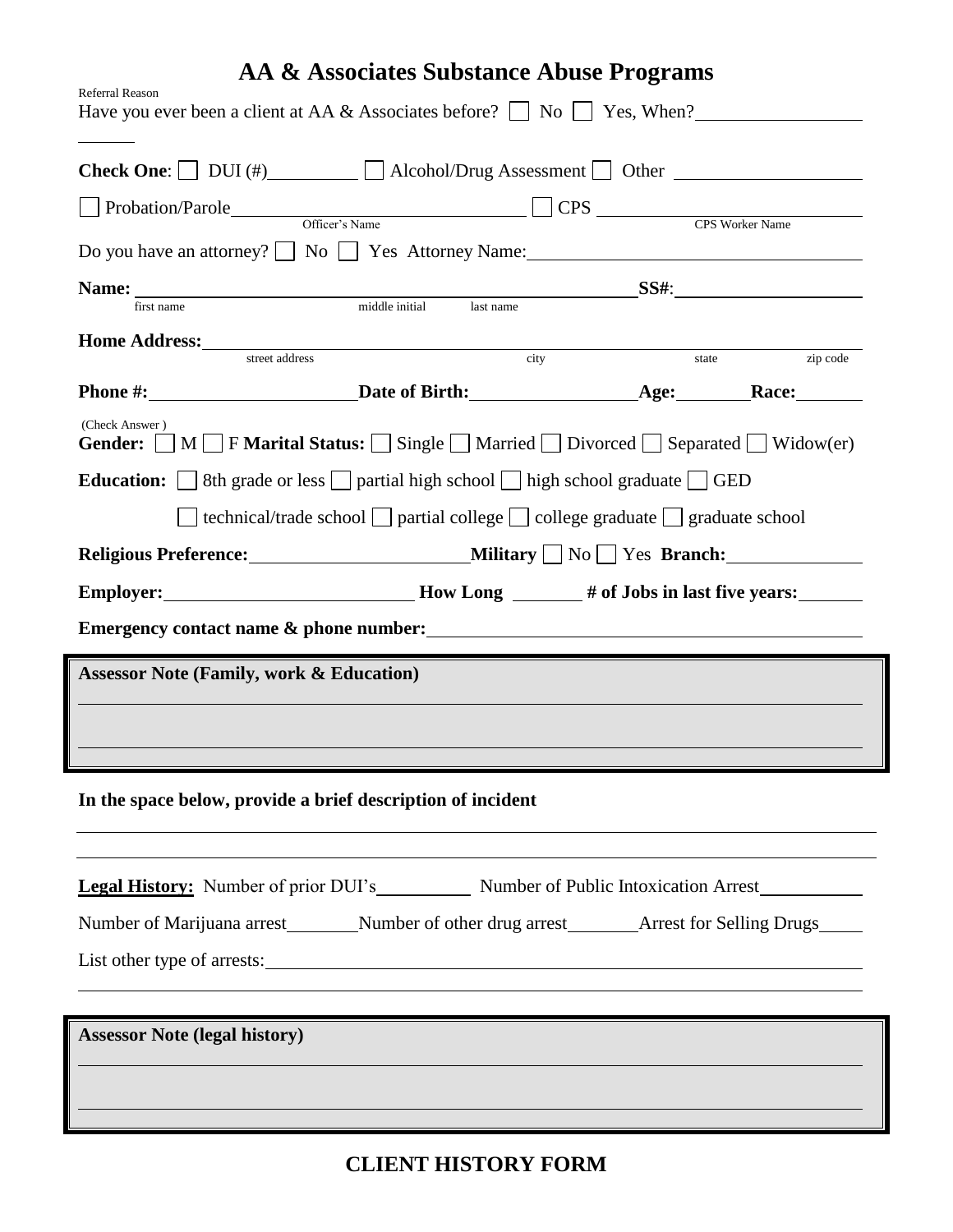# AA & Associates Substance Abuse Programs

Referral Reason

Have you ever been a client at AA & Associates before? ☐ No ☐ Yes, When? ____________________

**Check One**: ☐ DUI (#) __________ ☐ Alcohol/Drug Assessment ☐ Other ____________________

☐ Probation/Parole ______________________________ ☐ CPS ______________________________
Officer's Name CPS Worker Name

Do you have an attorney? ☐ No ☐ Yes Attorney Name: ______________________________

**Name:** ______________________________ **SS#**: ____________________
first name middle initial last name

**Home Address:** ______________________________
street address city state zip code

**Phone #:** ____________________ **Date of Birth:** ____________________ **Age:** ________ **Race:** ________

(Check Answer )

**Gender:** ☐ M ☐ F **Marital Status:** ☐ Single ☐ Married ☐ Divorced ☐ Separated ☐ Widow(er)

**Education:** ☐ 8th grade or less ☐ partial high school ☐ high school graduate ☐ GED

☐ technical/trade school ☐ partial college ☐ college graduate ☐ graduate school

**Religious Preference:** ____________________ **Military** ☐ No ☐ Yes **Branch:** ____________________

**Employer:** ____________________ **How Long** ________ **# of Jobs in last five years:** ________

**Emergency contact name & phone number:** ______________________________

**Assessor Note (Family, work & Education)**

______________________________

______________________________

**In the space below, provide a brief description of incident**

______________________________

______________________________

**Legal History:** Number of prior DUI's __________ Number of Public Intoxication Arrest __________

Number of Marijuana arrest ________ Number of other drug arrest ________ Arrest for Selling Drugs ______

List other type of arrests: ______________________________

______________________________

**Assessor Note (legal history)**

______________________________

______________________________

## CLIENT HISTORY FORM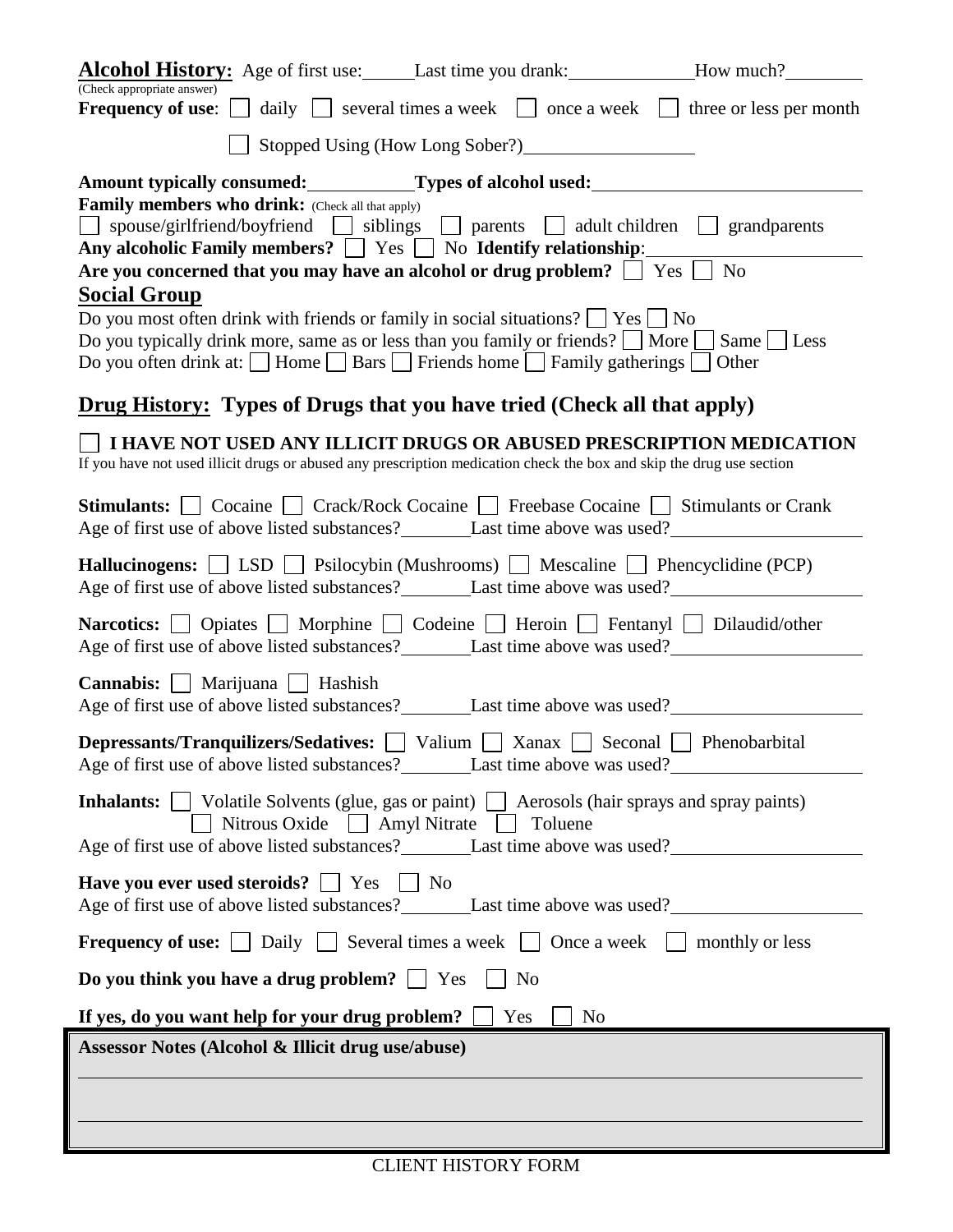**Alcohol History:** Age of first use:\_\_\_\_\_ Last time you drank:\_\_\_\_\_\_\_\_\_\_\_\_\_ How much?\_\_\_\_\_\_\_\_

(Check appropriate answer)

**Frequency of use**: ☐ daily ☐ several times a week ☐ once a week ☐ three or less per month

☐ Stopped Using (How Long Sober?)\_\_\_\_\_\_\_\_\_\_\_\_\_\_\_\_\_\_

**Amount typically consumed:**\_\_\_\_\_\_\_\_\_\_\_ **Types of alcohol used:**\_\_\_\_\_\_\_\_\_\_\_\_\_\_\_\_\_\_\_\_\_\_\_\_\_\_\_\_

**Family members who drink:** (Check all that apply)

☐ spouse/girlfriend/boyfriend ☐ siblings ☐ parents ☐ adult children ☐ grandparents

**Any alcoholic Family members?** ☐ Yes ☐ No **Identify relationship**:\_\_\_\_\_\_\_\_\_\_\_\_\_\_\_\_\_\_\_\_\_

**Are you concerned that you may have an alcohol or drug problem?** ☐ Yes ☐ No

## Social Group

Do you most often drink with friends or family in social situations? ☐ Yes ☐ No

Do you typically drink more, same as or less than you family or friends? ☐ More ☐ Same ☐ Less

Do you often drink at: ☐ Home ☐ Bars ☐ Friends home ☐ Family gatherings ☐ Other

## Drug History: Types of Drugs that you have tried (Check all that apply)

☐ **I HAVE NOT USED ANY ILLICIT DRUGS OR ABUSED PRESCRIPTION MEDICATION**

If you have not used illicit drugs or abused any prescription medication check the box and skip the drug use section

**Stimulants:** ☐ Cocaine ☐ Crack/Rock Cocaine ☐ Freebase Cocaine ☐ Stimulants or Crank

Age of first use of above listed substances?\_\_\_\_\_\_\_\_ Last time above was used?\_\_\_\_\_\_\_\_\_\_\_\_\_\_\_\_\_\_\_\_

**Hallucinogens:** ☐ LSD ☐ Psilocybin (Mushrooms) ☐ Mescaline ☐ Phencyclidine (PCP)

Age of first use of above listed substances?\_\_\_\_\_\_\_\_ Last time above was used?\_\_\_\_\_\_\_\_\_\_\_\_\_\_\_\_\_\_\_\_

**Narcotics:** ☐ Opiates ☐ Morphine ☐ Codeine ☐ Heroin ☐ Fentanyl ☐ Dilaudid/other

Age of first use of above listed substances?\_\_\_\_\_\_\_\_ Last time above was used?\_\_\_\_\_\_\_\_\_\_\_\_\_\_\_\_\_\_\_\_

**Cannabis:** ☐ Marijuana ☐ Hashish

Age of first use of above listed substances?\_\_\_\_\_\_\_\_ Last time above was used?\_\_\_\_\_\_\_\_\_\_\_\_\_\_\_\_\_\_\_\_

**Depressants/Tranquilizers/Sedatives:** ☐ Valium ☐ Xanax ☐ Seconal ☐ Phenobarbital

Age of first use of above listed substances?\_\_\_\_\_\_\_\_ Last time above was used?\_\_\_\_\_\_\_\_\_\_\_\_\_\_\_\_\_\_\_\_

**Inhalants:** ☐ Volatile Solvents (glue, gas or paint) ☐ Aerosols (hair sprays and spray paints)
☐ Nitrous Oxide ☐ Amyl Nitrate ☐ Toluene

Age of first use of above listed substances?\_\_\_\_\_\_\_\_ Last time above was used?\_\_\_\_\_\_\_\_\_\_\_\_\_\_\_\_\_\_\_\_

**Have you ever used steroids?** ☐ Yes ☐ No

Age of first use of above listed substances?\_\_\_\_\_\_\_\_ Last time above was used?\_\_\_\_\_\_\_\_\_\_\_\_\_\_\_\_\_\_\_\_

**Frequency of use:** ☐ Daily ☐ Several times a week ☐ Once a week ☐ monthly or less

**Do you think you have a drug problem?** ☐ Yes ☐ No

**If yes, do you want help for your drug problem?** ☐ Yes ☐ No

**Assessor Notes (Alcohol & Illicit drug use/abuse)**

\_\_\_\_\_\_\_\_\_\_\_\_\_\_\_\_\_\_\_\_\_\_\_\_\_\_\_\_\_\_\_\_\_\_\_\_\_\_\_\_\_\_\_\_\_\_\_\_\_\_\_\_\_\_\_\_\_\_\_\_\_\_\_\_\_\_\_\_\_\_\_\_\_\_\_\_\_\_

\_\_\_\_\_\_\_\_\_\_\_\_\_\_\_\_\_\_\_\_\_\_\_\_\_\_\_\_\_\_\_\_\_\_\_\_\_\_\_\_\_\_\_\_\_\_\_\_\_\_\_\_\_\_\_\_\_\_\_\_\_\_\_\_\_\_\_\_\_\_\_\_\_\_\_\_\_\_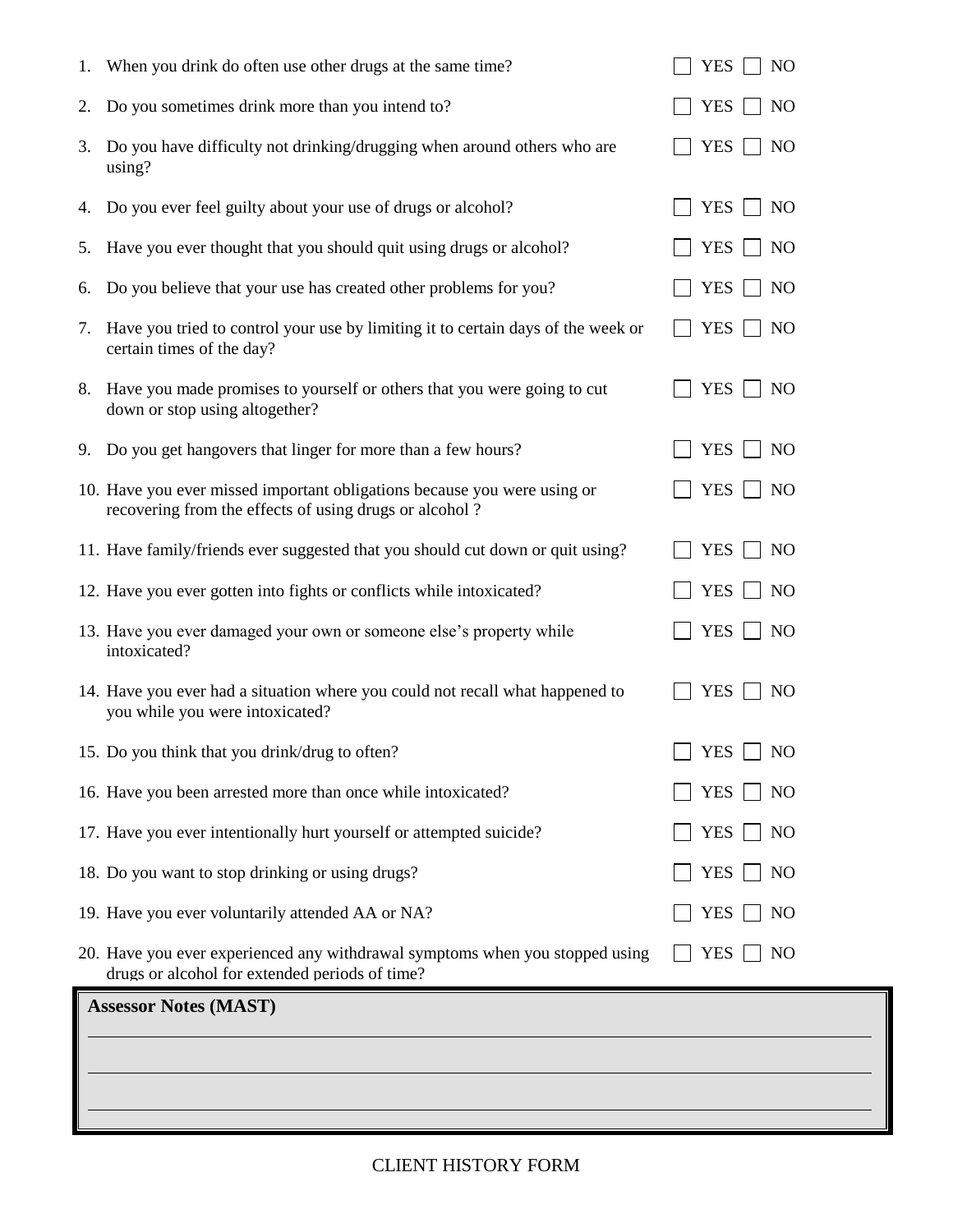1. When you drink do often use other drugs at the same time? ☐ YES ☐ NO
2. Do you sometimes drink more than you intend to? ☐ YES ☐ NO
3. Do you have difficulty not drinking/drugging when around others who are using? ☐ YES ☐ NO
4. Do you ever feel guilty about your use of drugs or alcohol? ☐ YES ☐ NO
5. Have you ever thought that you should quit using drugs or alcohol? ☐ YES ☐ NO
6. Do you believe that your use has created other problems for you? ☐ YES ☐ NO
7. Have you tried to control your use by limiting it to certain days of the week or certain times of the day? ☐ YES ☐ NO
8. Have you made promises to yourself or others that you were going to cut down or stop using altogether? ☐ YES ☐ NO
9. Do you get hangovers that linger for more than a few hours? ☐ YES ☐ NO
10. Have you ever missed important obligations because you were using or recovering from the effects of using drugs or alcohol ? ☐ YES ☐ NO
11. Have family/friends ever suggested that you should cut down or quit using? ☐ YES ☐ NO
12. Have you ever gotten into fights or conflicts while intoxicated? ☐ YES ☐ NO
13. Have you ever damaged your own or someone else's property while intoxicated? ☐ YES ☐ NO
14. Have you ever had a situation where you could not recall what happened to you while you were intoxicated? ☐ YES ☐ NO
15. Do you think that you drink/drug to often? ☐ YES ☐ NO
16. Have you been arrested more than once while intoxicated? ☐ YES ☐ NO
17. Have you ever intentionally hurt yourself or attempted suicide? ☐ YES ☐ NO
18. Do you want to stop drinking or using drugs? ☐ YES ☐ NO
19. Have you ever voluntarily attended AA or NA? ☐ YES ☐ NO
20. Have you ever experienced any withdrawal symptoms when you stopped using drugs or alcohol for extended periods of time? ☐ YES ☐ NO

**Assessor Notes (MAST)**

______________________________________________________________________

______________________________________________________________________

______________________________________________________________________

CLIENT HISTORY FORM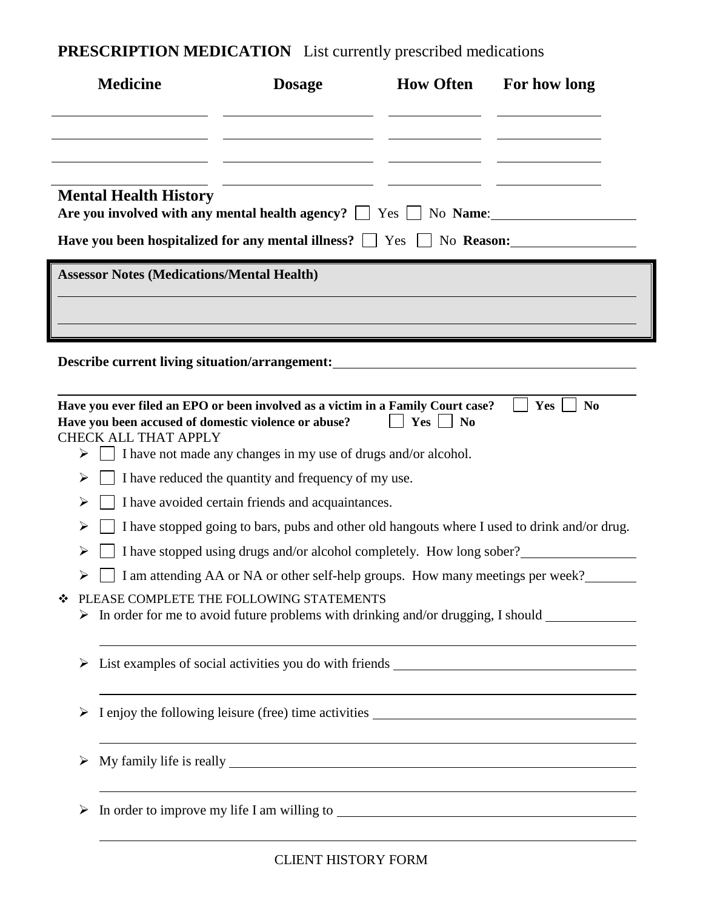**PRESCRIPTION MEDICATION** List currently prescribed medications

| Medicine | Dosage | How Often | For how long |
|---|---|---|---|
| | | | |
| | | | |
| | | | |
| | | | |

## Mental Health History

**Are you involved with any mental health agency?** ☐ Yes ☐ No **Name**: ____________________

**Have you been hospitalized for any mental illness?** ☐ Yes ☐ No **Reason:** ____________________

**Assessor Notes (Medications/Mental Health)**

______________________________________________________________________

______________________________________________________________________

**Describe current living situation/arrangement:** ____________________________________________

______________________________________________________________________

**Have you ever filed an EPO or been involved as a victim in a Family Court case?** ☐ **Yes** ☐ **No**

**Have you been accused of domestic violence or abuse?** ☐ **Yes** ☐ **No**

CHECK ALL THAT APPLY

- ☐ I have not made any changes in my use of drugs and/or alcohol.
- ☐ I have reduced the quantity and frequency of my use.
- ☐ I have avoided certain friends and acquaintances.
- ☐ I have stopped going to bars, pubs and other old hangouts where I used to drink and/or drug.
- ☐ I have stopped using drugs and/or alcohol completely. How long sober? ________________
- ☐ I am attending AA or NA or other self-help groups. How many meetings per week? ________

❖ PLEASE COMPLETE THE FOLLOWING STATEMENTS

- In order for me to avoid future problems with drinking and/or drugging, I should ____________

  ______________________________________________________________________

- List examples of social activities you do with friends ____________________________________

  ______________________________________________________________________

- I enjoy the following leisure (free) time activities ______________________________________

  ______________________________________________________________________

- My family life is really ______________________________________________________

  ______________________________________________________________________

- In order to improve my life I am willing to ____________________________________________

  ______________________________________________________________________

CLIENT HISTORY FORM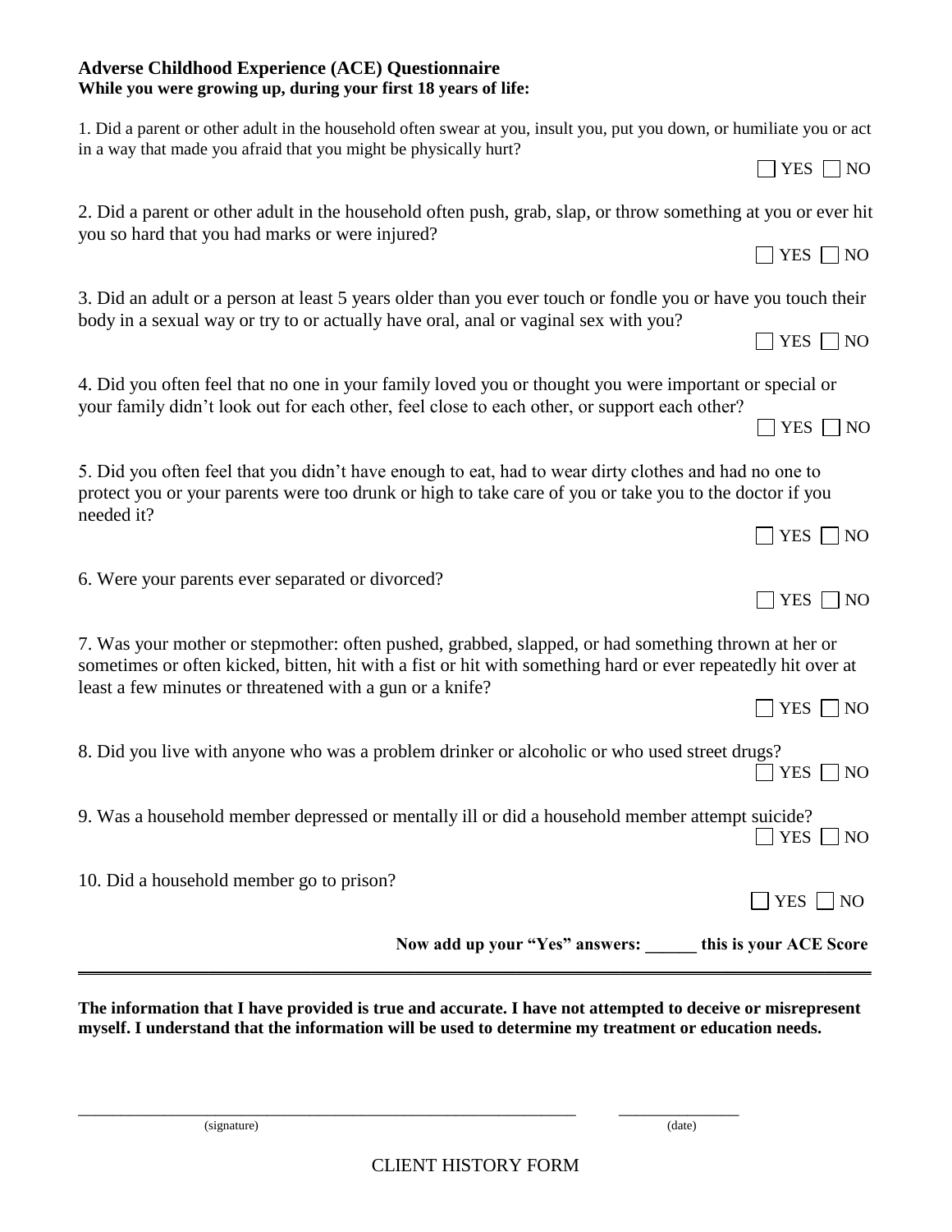**Adverse Childhood Experience (ACE) Questionnaire**
**While you were growing up, during your first 18 years of life:**

1. Did a parent or other adult in the household often swear at you, insult you, put you down, or humiliate you or act in a way that made you afraid that you might be physically hurt?

☐ YES ☐ NO

2. Did a parent or other adult in the household often push, grab, slap, or throw something at you or ever hit you so hard that you had marks or were injured?

☐ YES ☐ NO

3. Did an adult or a person at least 5 years older than you ever touch or fondle you or have you touch their body in a sexual way or try to or actually have oral, anal or vaginal sex with you?

☐ YES ☐ NO

4. Did you often feel that no one in your family loved you or thought you were important or special or your family didn't look out for each other, feel close to each other, or support each other?

☐ YES ☐ NO

5. Did you often feel that you didn't have enough to eat, had to wear dirty clothes and had no one to protect you or your parents were too drunk or high to take care of you or take you to the doctor if you needed it?

☐ YES ☐ NO

6. Were your parents ever separated or divorced?

☐ YES ☐ NO

7. Was your mother or stepmother: often pushed, grabbed, slapped, or had something thrown at her or sometimes or often kicked, bitten, hit with a fist or hit with something hard or ever repeatedly hit over at least a few minutes or threatened with a gun or a knife?

☐ YES ☐ NO

8. Did you live with anyone who was a problem drinker or alcoholic or who used street drugs?

☐ YES ☐ NO

9. Was a household member depressed or mentally ill or did a household member attempt suicide?

☐ YES ☐ NO

10. Did a household member go to prison?

☐ YES ☐ NO

**Now add up your "Yes" answers: ______ this is your ACE Score**

---

**The information that I have provided is true and accurate. I have not attempted to deceive or misrepresent myself. I understand that the information will be used to determine my treatment or education needs.**

_______________________________________________ (signature)          _______________ (date)

CLIENT HISTORY FORM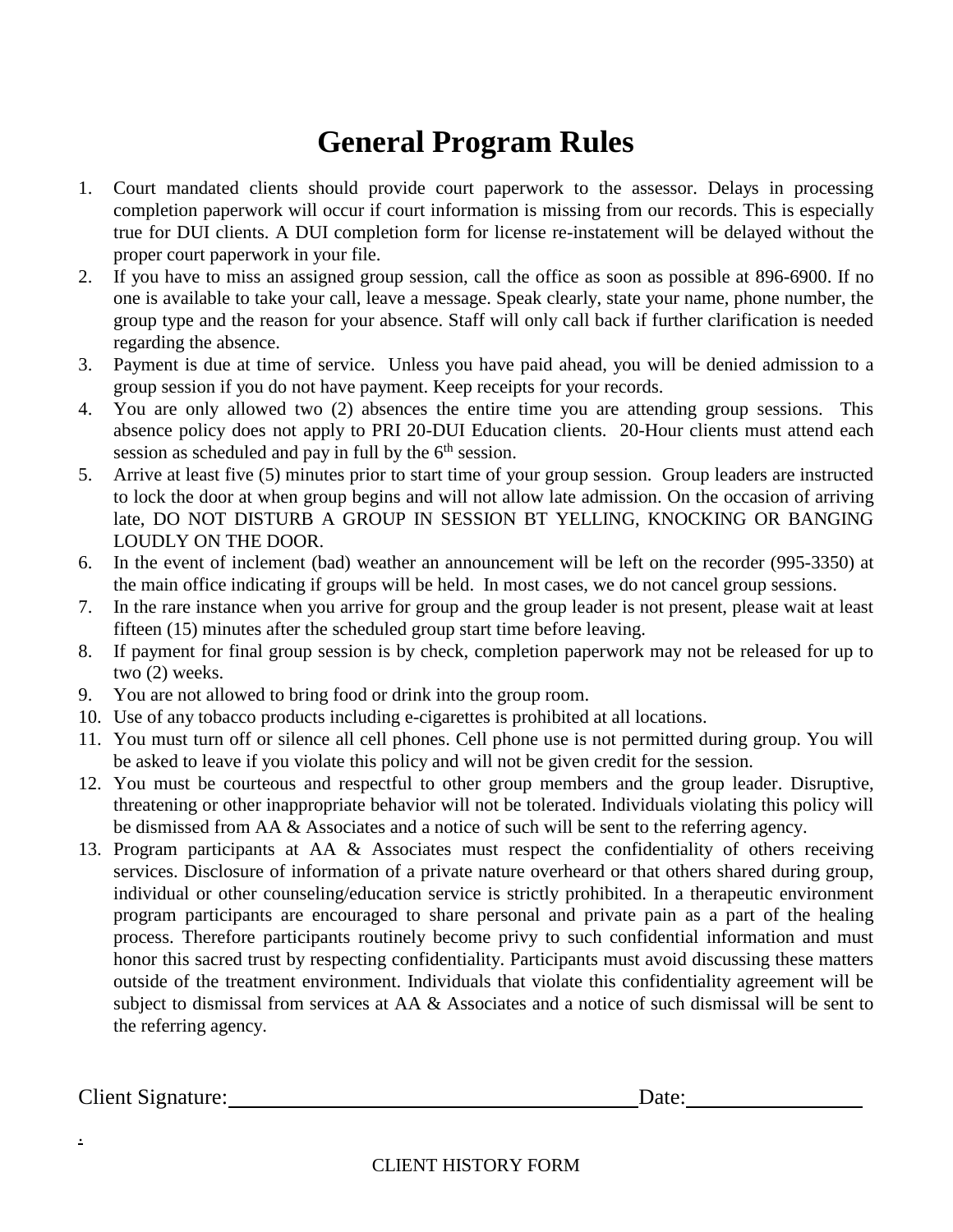# General Program Rules

1. Court mandated clients should provide court paperwork to the assessor. Delays in processing completion paperwork will occur if court information is missing from our records. This is especially true for DUI clients. A DUI completion form for license re-instatement will be delayed without the proper court paperwork in your file.
2. If you have to miss an assigned group session, call the office as soon as possible at 896-6900. If no one is available to take your call, leave a message. Speak clearly, state your name, phone number, the group type and the reason for your absence. Staff will only call back if further clarification is needed regarding the absence.
3. Payment is due at time of service. Unless you have paid ahead, you will be denied admission to a group session if you do not have payment. Keep receipts for your records.
4. You are only allowed two (2) absences the entire time you are attending group sessions. This absence policy does not apply to PRI 20-DUI Education clients. 20-Hour clients must attend each session as scheduled and pay in full by the 6th session.
5. Arrive at least five (5) minutes prior to start time of your group session. Group leaders are instructed to lock the door at when group begins and will not allow late admission. On the occasion of arriving late, DO NOT DISTURB A GROUP IN SESSION BT YELLING, KNOCKING OR BANGING LOUDLY ON THE DOOR.
6. In the event of inclement (bad) weather an announcement will be left on the recorder (995-3350) at the main office indicating if groups will be held. In most cases, we do not cancel group sessions.
7. In the rare instance when you arrive for group and the group leader is not present, please wait at least fifteen (15) minutes after the scheduled group start time before leaving.
8. If payment for final group session is by check, completion paperwork may not be released for up to two (2) weeks.
9. You are not allowed to bring food or drink into the group room.
10. Use of any tobacco products including e-cigarettes is prohibited at all locations.
11. You must turn off or silence all cell phones. Cell phone use is not permitted during group. You will be asked to leave if you violate this policy and will not be given credit for the session.
12. You must be courteous and respectful to other group members and the group leader. Disruptive, threatening or other inappropriate behavior will not be tolerated. Individuals violating this policy will be dismissed from AA & Associates and a notice of such will be sent to the referring agency.
13. Program participants at AA & Associates must respect the confidentiality of others receiving services. Disclosure of information of a private nature overheard or that others shared during group, individual or other counseling/education service is strictly prohibited. In a therapeutic environment program participants are encouraged to share personal and private pain as a part of the healing process. Therefore participants routinely become privy to such confidential information and must honor this sacred trust by respecting confidentiality. Participants must avoid discussing these matters outside of the treatment environment. Individuals that violate this confidentiality agreement will be subject to dismissal from services at AA & Associates and a notice of such dismissal will be sent to the referring agency.

Client Signature:______________________________________ Date:________________

.

CLIENT HISTORY FORM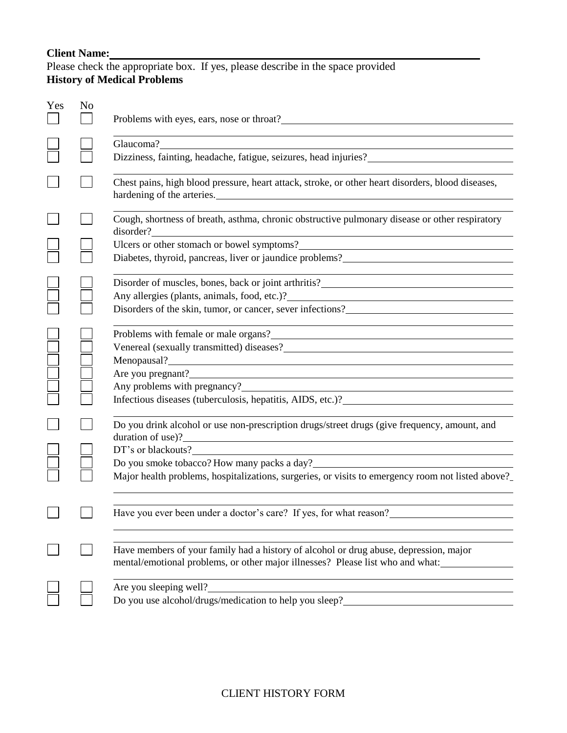**Client Name:** ______________________________________________

Please check the appropriate box. If yes, please describe in the space provided

**History of Medical Problems**

| Yes | No | |
|---|---|---|
| ☐ | ☐ | Problems with eyes, ears, nose or throat? ____________ |
| ☐ | ☐ | Glaucoma? ____________ |
| ☐ | ☐ | Dizziness, fainting, headache, fatigue, seizures, head injuries? ____________ |
| ☐ | ☐ | Chest pains, high blood pressure, heart attack, stroke, or other heart disorders, blood diseases, hardening of the arteries. ____________ |
| ☐ | ☐ | Cough, shortness of breath, asthma, chronic obstructive pulmonary disease or other respiratory disorder? ____________ |
| ☐ | ☐ | Ulcers or other stomach or bowel symptoms? ____________ |
| ☐ | ☐ | Diabetes, thyroid, pancreas, liver or jaundice problems? ____________ |
| ☐ | ☐ | Disorder of muscles, bones, back or joint arthritis? ____________ |
| ☐ | ☐ | Any allergies (plants, animals, food, etc.)? ____________ |
| ☐ | ☐ | Disorders of the skin, tumor, or cancer, sever infections? ____________ |
| ☐ | ☐ | Problems with female or male organs? ____________ |
| ☐ | ☐ | Venereal (sexually transmitted) diseases? ____________ |
| ☐ | ☐ | Menopausal? ____________ |
| ☐ | ☐ | Are you pregnant? ____________ |
| ☐ | ☐ | Any problems with pregnancy? ____________ |
| ☐ | ☐ | Infectious diseases (tuberculosis, hepatitis, AIDS, etc.)? ____________ |
| ☐ | ☐ | Do you drink alcohol or use non-prescription drugs/street drugs (give frequency, amount, and duration of use)? ____________ |
| ☐ | ☐ | DT's or blackouts? ____________ |
| ☐ | ☐ | Do you smoke tobacco? How many packs a day? ____________ |
| ☐ | ☐ | Major health problems, hospitalizations, surgeries, or visits to emergency room not listed above? ____________ |
| ☐ | ☐ | Have you ever been under a doctor's care? If yes, for what reason? ____________ |
| ☐ | ☐ | Have members of your family had a history of alcohol or drug abuse, depression, major mental/emotional problems, or other major illnesses? Please list who and what: ____________ |
| ☐ | ☐ | Are you sleeping well? ____________ |
| ☐ | ☐ | Do you use alcohol/drugs/medication to help you sleep? ____________ |

CLIENT HISTORY FORM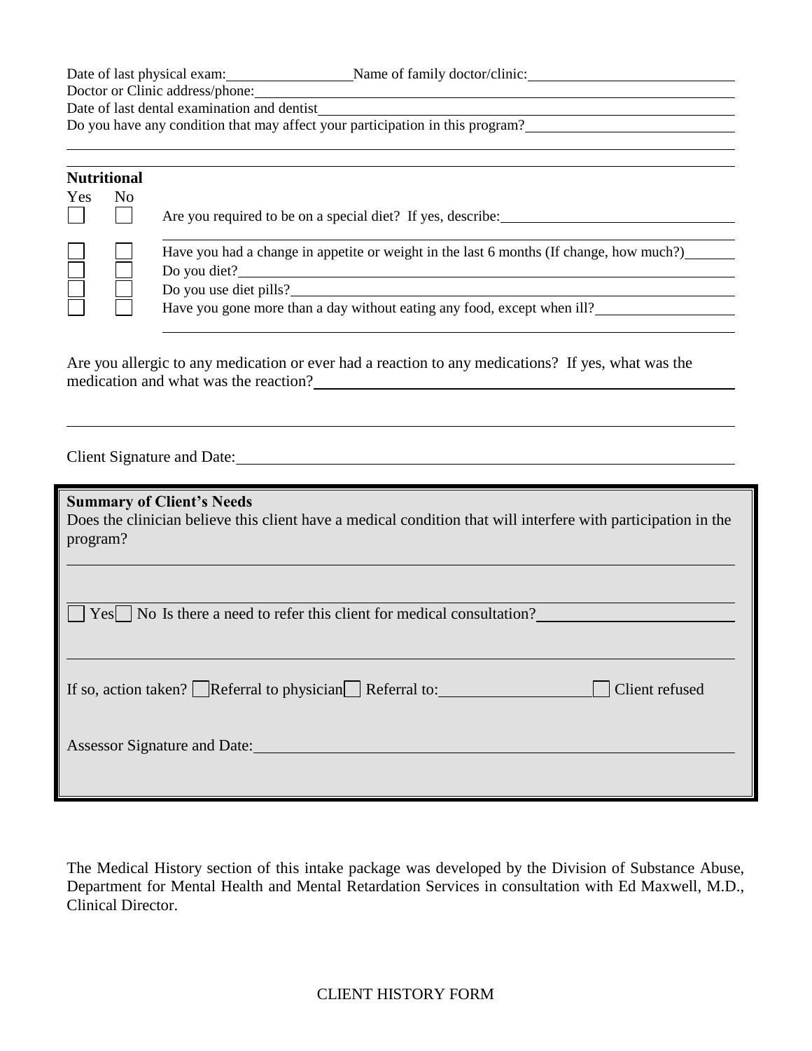Date of last physical exam: \_\_\_\_\_\_\_\_\_\_\_\_\_\_ Name of family doctor/clinic: \_\_\_\_\_\_\_\_\_\_\_\_\_\_\_\_\_\_\_\_\_\_\_\_

Doctor or Clinic address/phone: \_\_\_\_\_\_\_\_\_\_\_\_\_\_\_\_\_\_\_\_\_\_\_\_\_\_\_\_\_\_\_\_\_\_\_\_\_\_\_\_\_\_\_\_\_\_\_\_\_\_\_\_

Date of last dental examination and dentist \_\_\_\_\_\_\_\_\_\_\_\_\_\_\_\_\_\_\_\_\_\_\_\_\_\_\_\_\_\_\_\_\_\_\_\_\_\_\_\_\_\_\_\_\_\_\_

Do you have any condition that may affect your participation in this program? \_\_\_\_\_\_\_\_\_\_\_\_\_\_\_\_\_\_\_\_\_\_\_\_

\_\_\_\_\_\_\_\_\_\_\_\_\_\_\_\_\_\_\_\_\_\_\_\_\_\_\_\_\_\_\_\_\_\_\_\_\_\_\_\_\_\_\_\_\_\_\_\_\_\_\_\_\_\_\_\_\_\_\_\_\_\_\_\_\_\_\_\_\_\_\_\_\_\_\_\_\_\_\_\_

\_\_\_\_\_\_\_\_\_\_\_\_\_\_\_\_\_\_\_\_\_\_\_\_\_\_\_\_\_\_\_\_\_\_\_\_\_\_\_\_\_\_\_\_\_\_\_\_\_\_\_\_\_\_\_\_\_\_\_\_\_\_\_\_\_\_\_\_\_\_\_\_\_\_\_\_\_\_\_\_

**Nutritional**

| Yes | No | |
|---|---|---|
| ☐ | ☐ | Are you required to be on a special diet? If yes, describe: \_\_\_\_\_\_\_\_\_\_\_\_\_\_\_\_\_\_\_\_\_\_\_\_ |
| ☐ | ☐ | Have you had a change in appetite or weight in the last 6 months (If change, how much?) \_\_\_\_\_\_ |
| ☐ | ☐ | Do you diet? \_\_\_\_\_\_\_\_\_\_\_\_\_\_\_\_\_\_\_\_\_\_\_\_\_\_\_\_\_\_\_\_\_\_\_\_\_\_\_\_\_\_\_\_ |
| ☐ | ☐ | Do you use diet pills? \_\_\_\_\_\_\_\_\_\_\_\_\_\_\_\_\_\_\_\_\_\_\_\_\_\_\_\_\_\_\_\_\_\_\_\_\_\_\_\_ |
| ☐ | ☐ | Have you gone more than a day without eating any food, except when ill? \_\_\_\_\_\_\_\_\_\_\_\_\_\_ |

Are you allergic to any medication or ever had a reaction to any medications? If yes, what was the medication and what was the reaction? \_\_\_\_\_\_\_\_\_\_\_\_\_\_\_\_\_\_\_\_\_\_\_\_\_\_\_\_\_\_\_\_\_\_\_\_\_\_\_\_\_\_\_\_

\_\_\_\_\_\_\_\_\_\_\_\_\_\_\_\_\_\_\_\_\_\_\_\_\_\_\_\_\_\_\_\_\_\_\_\_\_\_\_\_\_\_\_\_\_\_\_\_\_\_\_\_\_\_\_\_\_\_\_\_\_\_\_\_\_\_\_\_\_\_\_\_\_\_\_\_\_\_\_\_

Client Signature and Date: \_\_\_\_\_\_\_\_\_\_\_\_\_\_\_\_\_\_\_\_\_\_\_\_\_\_\_\_\_\_\_\_\_\_\_\_\_\_\_\_\_\_\_\_\_\_\_\_\_\_\_\_\_\_\_\_

**Summary of Client's Needs**

Does the clinician believe this client have a medical condition that will interfere with participation in the program?

\_\_\_\_\_\_\_\_\_\_\_\_\_\_\_\_\_\_\_\_\_\_\_\_\_\_\_\_\_\_\_\_\_\_\_\_\_\_\_\_\_\_\_\_\_\_\_\_\_\_\_\_\_\_\_\_\_\_\_\_\_\_\_\_\_\_\_\_\_\_\_\_\_\_\_\_\_\_\_\_

\_\_\_\_\_\_\_\_\_\_\_\_\_\_\_\_\_\_\_\_\_\_\_\_\_\_\_\_\_\_\_\_\_\_\_\_\_\_\_\_\_\_\_\_\_\_\_\_\_\_\_\_\_\_\_\_\_\_\_\_\_\_\_\_\_\_\_\_\_\_\_\_\_\_\_\_\_\_\_\_

☐ Yes ☐ No Is there a need to refer this client for medical consultation? \_\_\_\_\_\_\_\_\_\_\_\_\_\_\_\_\_\_\_\_\_\_\_\_

\_\_\_\_\_\_\_\_\_\_\_\_\_\_\_\_\_\_\_\_\_\_\_\_\_\_\_\_\_\_\_\_\_\_\_\_\_\_\_\_\_\_\_\_\_\_\_\_\_\_\_\_\_\_\_\_\_\_\_\_\_\_\_\_\_\_\_\_\_\_\_\_\_\_\_\_\_\_\_\_

If so, action taken? ☐ Referral to physician ☐ Referral to: \_\_\_\_\_\_\_\_\_\_\_\_\_\_\_\_\_\_ ☐ Client refused

Assessor Signature and Date: \_\_\_\_\_\_\_\_\_\_\_\_\_\_\_\_\_\_\_\_\_\_\_\_\_\_\_\_\_\_\_\_\_\_\_\_\_\_\_\_\_\_\_\_\_\_\_\_\_\_\_\_\_\_\_

The Medical History section of this intake package was developed by the Division of Substance Abuse, Department for Mental Health and Mental Retardation Services in consultation with Ed Maxwell, M.D., Clinical Director.

CLIENT HISTORY FORM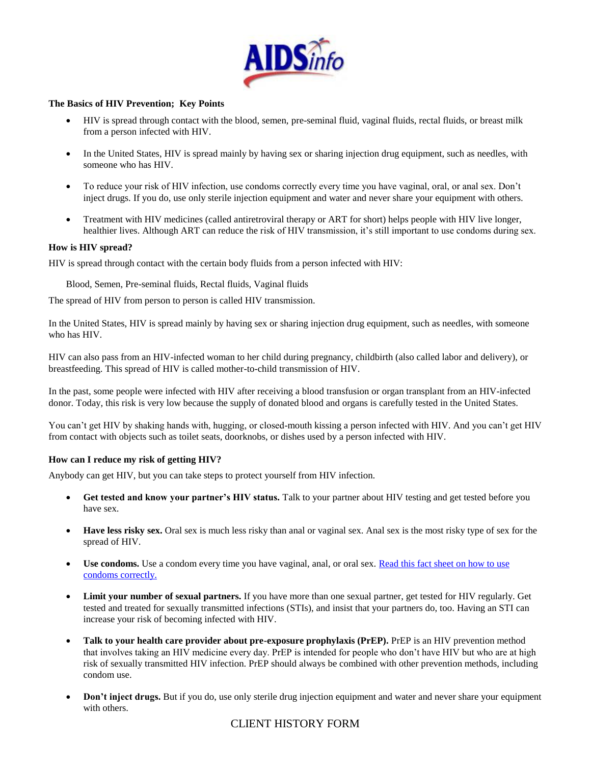AIDSinfo

**The Basics of HIV Prevention; Key Points**

- HIV is spread through contact with the blood, semen, pre-seminal fluid, vaginal fluids, rectal fluids, or breast milk from a person infected with HIV.
- In the United States, HIV is spread mainly by having sex or sharing injection drug equipment, such as needles, with someone who has HIV.
- To reduce your risk of HIV infection, use condoms correctly every time you have vaginal, oral, or anal sex. Don't inject drugs. If you do, use only sterile injection equipment and water and never share your equipment with others.
- Treatment with HIV medicines (called antiretroviral therapy or ART for short) helps people with HIV live longer, healthier lives. Although ART can reduce the risk of HIV transmission, it's still important to use condoms during sex.

**How is HIV spread?**

HIV is spread through contact with the certain body fluids from a person infected with HIV:

Blood, Semen, Pre-seminal fluids, Rectal fluids, Vaginal fluids

The spread of HIV from person to person is called HIV transmission.

In the United States, HIV is spread mainly by having sex or sharing injection drug equipment, such as needles, with someone who has HIV.

HIV can also pass from an HIV-infected woman to her child during pregnancy, childbirth (also called labor and delivery), or breastfeeding. This spread of HIV is called mother-to-child transmission of HIV.

In the past, some people were infected with HIV after receiving a blood transfusion or organ transplant from an HIV-infected donor. Today, this risk is very low because the supply of donated blood and organs is carefully tested in the United States.

You can't get HIV by shaking hands with, hugging, or closed-mouth kissing a person infected with HIV. And you can't get HIV from contact with objects such as toilet seats, doorknobs, or dishes used by a person infected with HIV.

**How can I reduce my risk of getting HIV?**

Anybody can get HIV, but you can take steps to protect yourself from HIV infection.

- **Get tested and know your partner's HIV status.** Talk to your partner about HIV testing and get tested before you have sex.
- **Have less risky sex.** Oral sex is much less risky than anal or vaginal sex. Anal sex is the most risky type of sex for the spread of HIV.
- **Use condoms.** Use a condom every time you have vaginal, anal, or oral sex. Read this fact sheet on how to use condoms correctly.
- **Limit your number of sexual partners.** If you have more than one sexual partner, get tested for HIV regularly. Get tested and treated for sexually transmitted infections (STIs), and insist that your partners do, too. Having an STI can increase your risk of becoming infected with HIV.
- **Talk to your health care provider about pre-exposure prophylaxis (PrEP).** PrEP is an HIV prevention method that involves taking an HIV medicine every day. PrEP is intended for people who don't have HIV but who are at high risk of sexually transmitted HIV infection. PrEP should always be combined with other prevention methods, including condom use.
- **Don't inject drugs.** But if you do, use only sterile drug injection equipment and water and never share your equipment with others.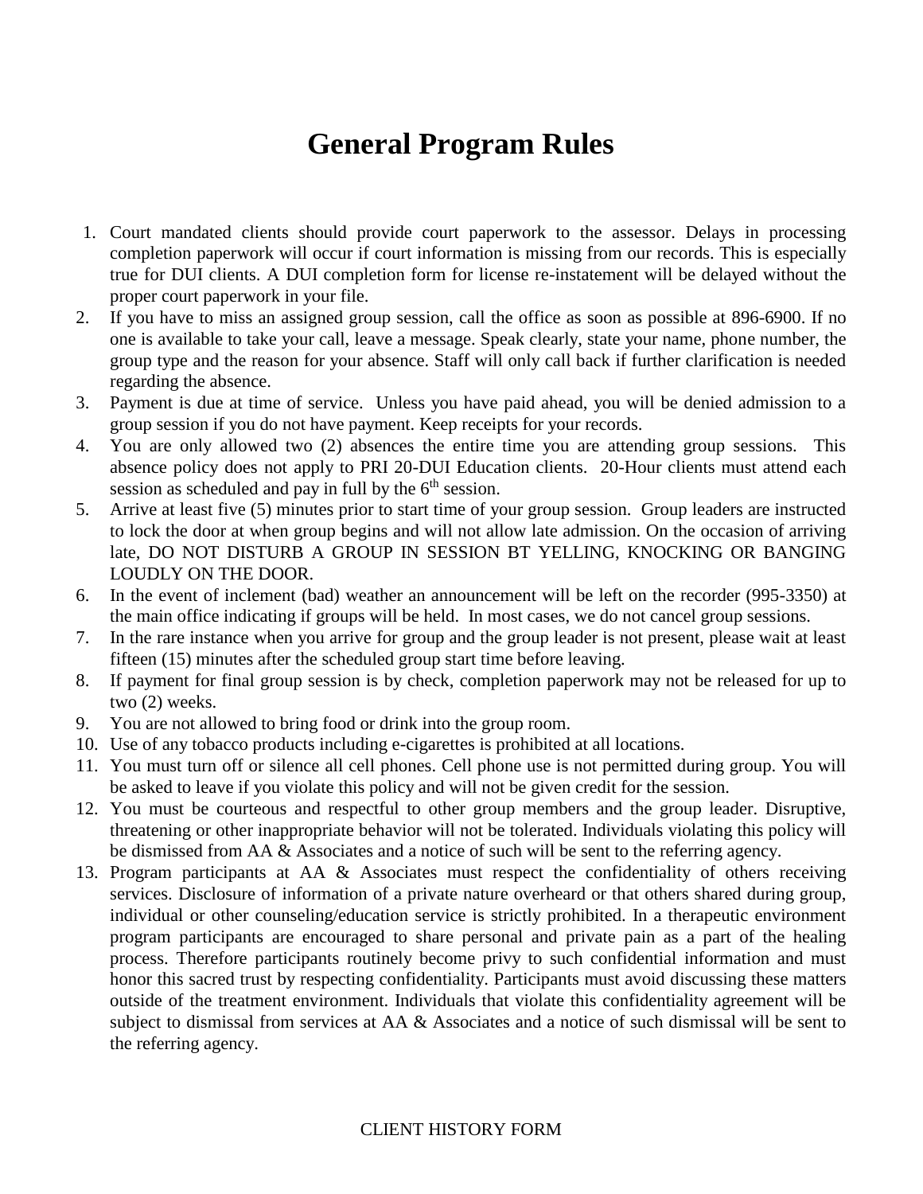# General Program Rules

1. Court mandated clients should provide court paperwork to the assessor. Delays in processing completion paperwork will occur if court information is missing from our records. This is especially true for DUI clients. A DUI completion form for license re-instatement will be delayed without the proper court paperwork in your file.
2. If you have to miss an assigned group session, call the office as soon as possible at 896-6900. If no one is available to take your call, leave a message. Speak clearly, state your name, phone number, the group type and the reason for your absence. Staff will only call back if further clarification is needed regarding the absence.
3. Payment is due at time of service. Unless you have paid ahead, you will be denied admission to a group session if you do not have payment. Keep receipts for your records.
4. You are only allowed two (2) absences the entire time you are attending group sessions. This absence policy does not apply to PRI 20-DUI Education clients. 20-Hour clients must attend each session as scheduled and pay in full by the 6th session.
5. Arrive at least five (5) minutes prior to start time of your group session. Group leaders are instructed to lock the door at when group begins and will not allow late admission. On the occasion of arriving late, DO NOT DISTURB A GROUP IN SESSION BT YELLING, KNOCKING OR BANGING LOUDLY ON THE DOOR.
6. In the event of inclement (bad) weather an announcement will be left on the recorder (995-3350) at the main office indicating if groups will be held. In most cases, we do not cancel group sessions.
7. In the rare instance when you arrive for group and the group leader is not present, please wait at least fifteen (15) minutes after the scheduled group start time before leaving.
8. If payment for final group session is by check, completion paperwork may not be released for up to two (2) weeks.
9. You are not allowed to bring food or drink into the group room.
10. Use of any tobacco products including e-cigarettes is prohibited at all locations.
11. You must turn off or silence all cell phones. Cell phone use is not permitted during group. You will be asked to leave if you violate this policy and will not be given credit for the session.
12. You must be courteous and respectful to other group members and the group leader. Disruptive, threatening or other inappropriate behavior will not be tolerated. Individuals violating this policy will be dismissed from AA & Associates and a notice of such will be sent to the referring agency.
13. Program participants at AA & Associates must respect the confidentiality of others receiving services. Disclosure of information of a private nature overheard or that others shared during group, individual or other counseling/education service is strictly prohibited. In a therapeutic environment program participants are encouraged to share personal and private pain as a part of the healing process. Therefore participants routinely become privy to such confidential information and must honor this sacred trust by respecting confidentiality. Participants must avoid discussing these matters outside of the treatment environment. Individuals that violate this confidentiality agreement will be subject to dismissal from services at AA & Associates and a notice of such dismissal will be sent to the referring agency.